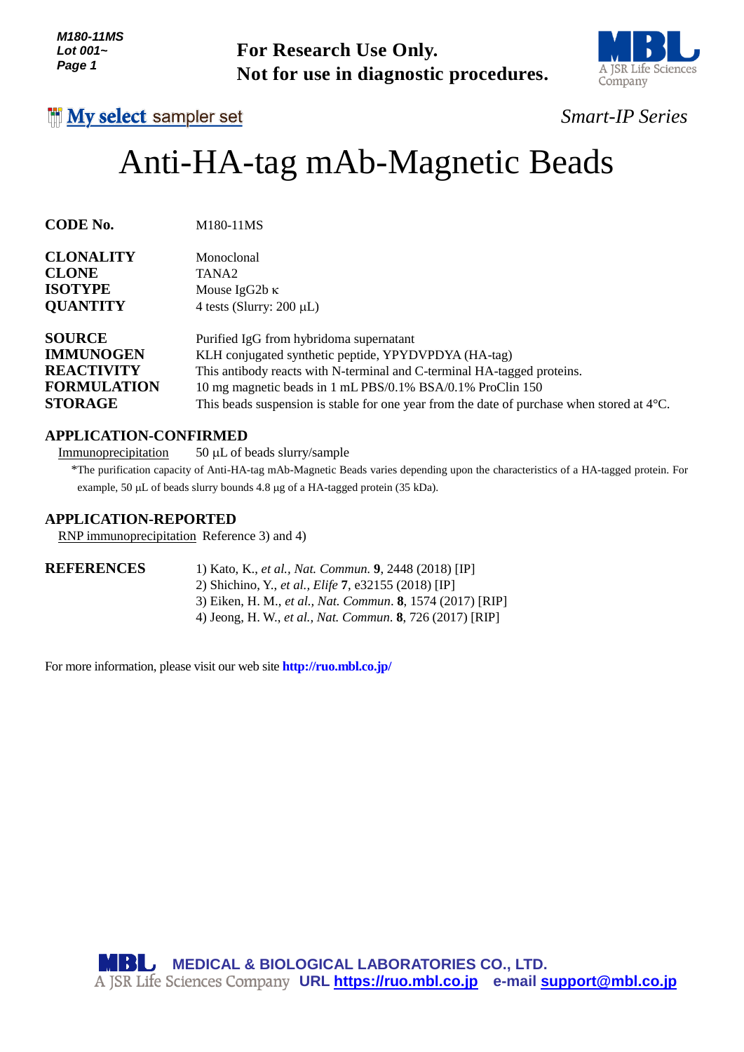M180-11MS
Lot 001~

**For Research Use Only.**
**Not for use in diagnostic procedures.**

My select sampler set

*Smart-IP Series*

# Anti-HA-tag mAb-Magnetic Beads

**CODE No.** M180-11MS

**CLONALITY** Monoclonal
**CLONE** TANA2
**ISOTYPE** Mouse IgG2b κ
**QUANTITY** 4 tests (Slurry: 200 μL)

**SOURCE** Purified IgG from hybridoma supernatant
**IMMUNOGEN** KLH conjugated synthetic peptide, YPYDVPDYA (HA-tag)
**REACTIVITY** This antibody reacts with N-terminal and C-terminal HA-tagged proteins.
**FORMULATION** 10 mg magnetic beads in 1 mL PBS/0.1% BSA/0.1% ProClin 150
**STORAGE** This beads suspension is stable for one year from the date of purchase when stored at 4°C.

## APPLICATION-CONFIRMED

Immunoprecipitation 50 μL of beads slurry/sample

*The purification capacity of Anti-HA-tag mAb-Magnetic Beads varies depending upon the characteristics of a HA-tagged protein. For example, 50 μL of beads slurry bounds 4.8 μg of a HA-tagged protein (35 kDa).

## APPLICATION-REPORTED

RNP immunoprecipitation Reference 3) and 4)

## REFERENCES

1) Kato, K., *et al., Nat. Commun.* **9**, 2448 (2018) [IP]
2) Shichino, Y., *et al., Elife* **7**, e32155 (2018) [IP]
3) Eiken, H. M., *et al., Nat. Commun*. **8**, 1574 (2017) [RIP]
4) Jeong, H. W., *et al., Nat. Commun*. **8**, 726 (2017) [RIP]

For more information, please visit our web site **http://ruo.mbl.co.jp/**

MBL MEDICAL & BIOLOGICAL LABORATORIES CO., LTD.
A JSR Life Sciences Company URL https://ruo.mbl.co.jp e-mail support@mbl.co.jp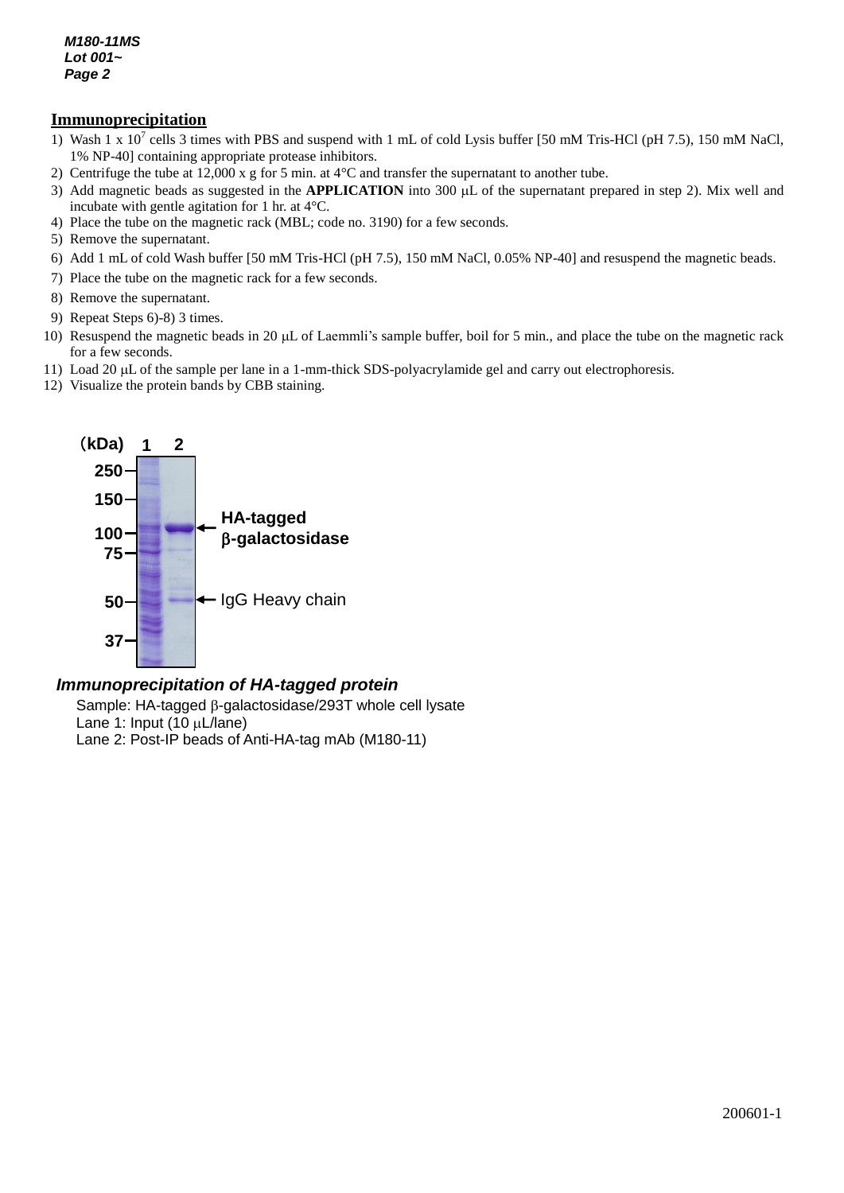## Immunoprecipitation

1) Wash 1 x $10^7$ cells 3 times with PBS and suspend with 1 mL of cold Lysis buffer [50 mM Tris-HCl (pH 7.5), 150 mM NaCl, 1% NP-40] containing appropriate protease inhibitors.
2) Centrifuge the tube at 12,000 x g for 5 min. at 4°C and transfer the supernatant to another tube.
3) Add magnetic beads as suggested in the **APPLICATION** into 300 μL of the supernatant prepared in step 2). Mix well and incubate with gentle agitation for 1 hr. at 4°C.
4) Place the tube on the magnetic rack (MBL; code no. 3190) for a few seconds.
5) Remove the supernatant.
6) Add 1 mL of cold Wash buffer [50 mM Tris-HCl (pH 7.5), 150 mM NaCl, 0.05% NP-40] and resuspend the magnetic beads.
7) Place the tube on the magnetic rack for a few seconds.
8) Remove the supernatant.
9) Repeat Steps 6)-8) 3 times.
10) Resuspend the magnetic beads in 20 μL of Laemmli's sample buffer, boil for 5 min., and place the tube on the magnetic rack for a few seconds.
11) Load 20 μL of the sample per lane in a 1-mm-thick SDS-polyacrylamide gel and carry out electrophoresis.
12) Visualize the protein bands by CBB staining.

(kDa) 1 2
250
150
100
75
50
37
HA-tagged β-galactosidase
IgG Heavy chain

***Immunoprecipitation of HA-tagged protein***

Sample: HA-tagged β-galactosidase/293T whole cell lysate
Lane 1: Input (10 μL/lane)
Lane 2: Post-IP beads of Anti-HA-tag mAb (M180-11)